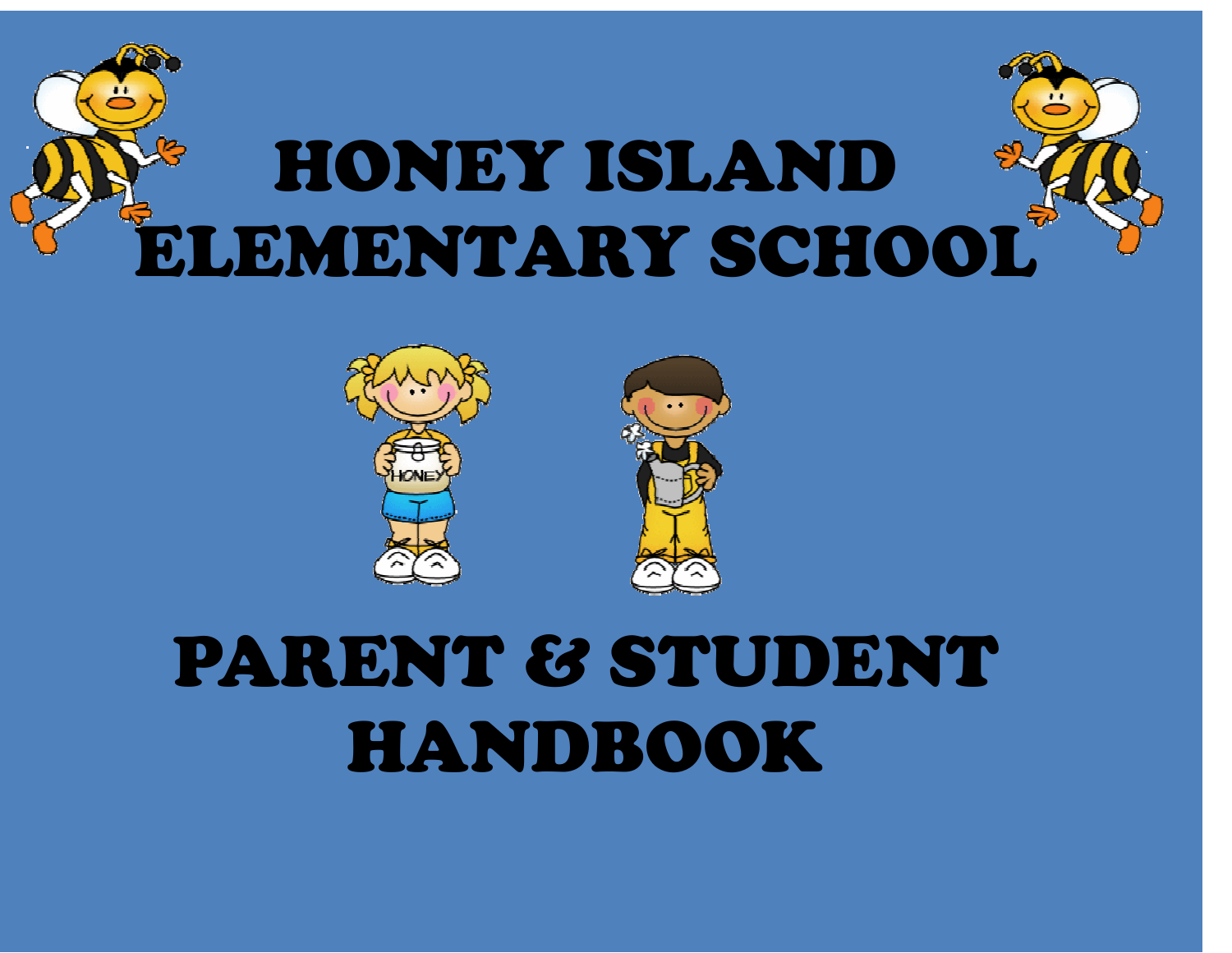# HONEY ISLAND ELEMENTARY SCHOOL

# PARENT & STUDENT HANDBOOK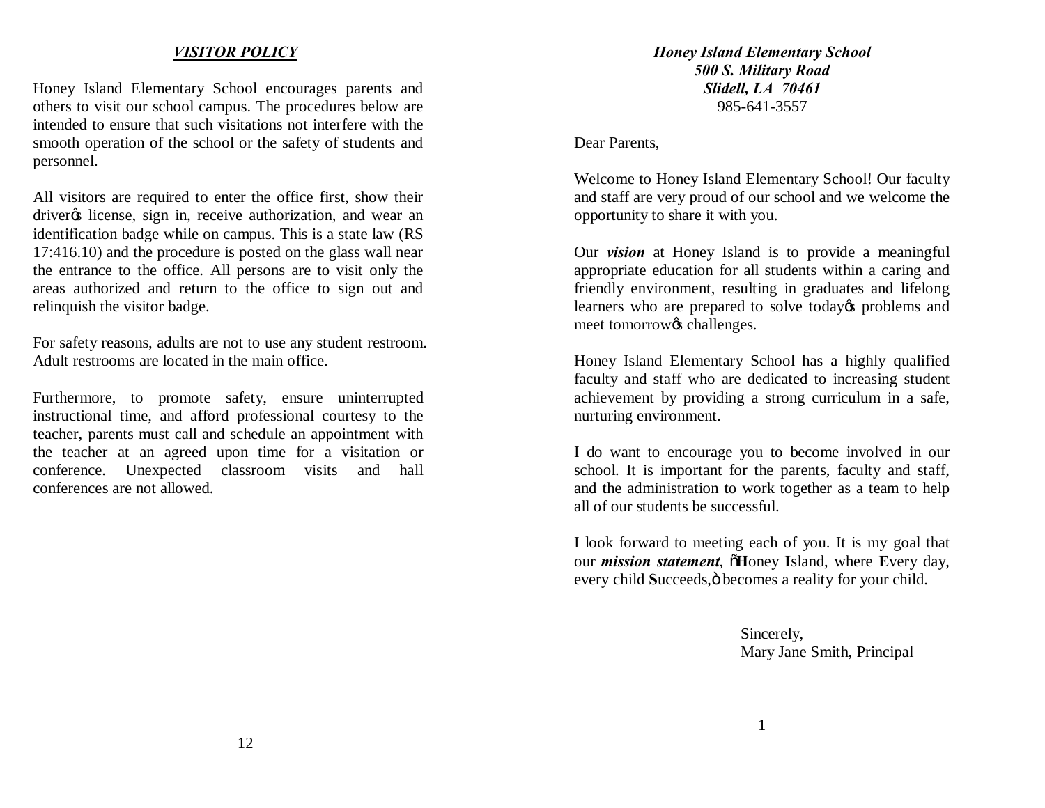## *VISITOR POLICY*

Honey Island Elementary School encourages parents and others to visit our school campus. The procedures below are intended to ensure that such visitations not interfere with the smooth operation of the school or the safety of students and personnel.

All visitors are required to enter the office first, show their driver's license, sign in, receive authorization, and wear an identification badge while on campus. This is a state law (RS 17:416.10) and the procedure is posted on the glass wall near the entrance to the office. All persons are to visit only the areas authorized and return to the office to sign out and relinquish the visitor badge.

For safety reasons, adults are not to use any student restroom. Adult restrooms are located in the main office.

Furthermore, to promote safety, ensure uninterrupted instructional time, and afford professional courtesy to the teacher, parents must call and schedule an appointment with the teacher at an agreed upon time for a visitation or conference. Unexpected classroom visits and hall conferences are not allowed.

***Honey Island Elementary School***
***500 S. Military Road***
***Slidell, LA 70461***
985-641-3557

Dear Parents,

Welcome to Honey Island Elementary School! Our faculty and staff are very proud of our school and we welcome the opportunity to share it with you.

Our ***vision*** at Honey Island is to provide a meaningful appropriate education for all students within a caring and friendly environment, resulting in graduates and lifelong learners who are prepared to solve today's problems and meet tomorrow's challenges.

Honey Island Elementary School has a highly qualified faculty and staff who are dedicated to increasing student achievement by providing a strong curriculum in a safe, nurturing environment.

I do want to encourage you to become involved in our school. It is important for the parents, faculty and staff, and the administration to work together as a team to help all of our students be successful.

I look forward to meeting each of you. It is my goal that our ***mission statement***, "**H**oney **I**sland, where **E**very day, every child **S**ucceeds," becomes a reality for your child.

Sincerely,
Mary Jane Smith, Principal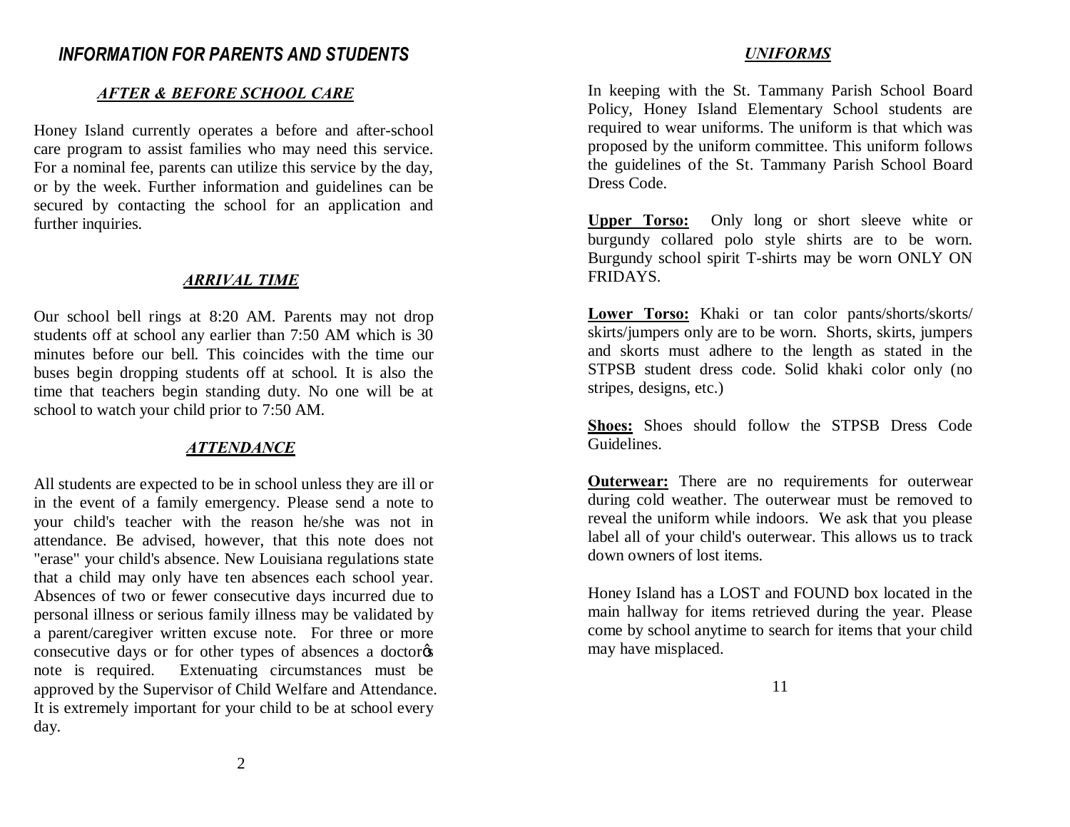## *INFORMATION FOR PARENTS AND STUDENTS*

### ***AFTER & BEFORE SCHOOL CARE***

Honey Island currently operates a before and after-school care program to assist families who may need this service. For a nominal fee, parents can utilize this service by the day, or by the week. Further information and guidelines can be secured by contacting the school for an application and further inquiries.

### ***ARRIVAL TIME***

Our school bell rings at 8:20 AM. Parents may not drop students off at school any earlier than 7:50 AM which is 30 minutes before our bell. This coincides with the time our buses begin dropping students off at school. It is also the time that teachers begin standing duty. No one will be at school to watch your child prior to 7:50 AM.

### ***ATTENDANCE***

All students are expected to be in school unless they are ill or in the event of a family emergency. Please send a note to your child's teacher with the reason he/she was not in attendance. Be advised, however, that this note does not "erase" your child's absence. New Louisiana regulations state that a child may only have ten absences each school year. Absences of two or fewer consecutive days incurred due to personal illness or serious family illness may be validated by a parent/caregiver written excuse note. For three or more consecutive days or for other types of absences a doctorõs note is required. Extenuating circumstances must be approved by the Supervisor of Child Welfare and Attendance. It is extremely important for your child to be at school every day.

### ***UNIFORMS***

In keeping with the St. Tammany Parish School Board Policy, Honey Island Elementary School students are required to wear uniforms. The uniform is that which was proposed by the uniform committee. This uniform follows the guidelines of the St. Tammany Parish School Board Dress Code.

**Upper Torso:** Only long or short sleeve white or burgundy collared polo style shirts are to be worn. Burgundy school spirit T-shirts may be worn ONLY ON FRIDAYS.

**Lower Torso:** Khaki or tan color pants/shorts/skorts/ skirts/jumpers only are to be worn. Shorts, skirts, jumpers and skorts must adhere to the length as stated in the STPSB student dress code. Solid khaki color only (no stripes, designs, etc.)

**Shoes:** Shoes should follow the STPSB Dress Code Guidelines.

**Outerwear:** There are no requirements for outerwear during cold weather. The outerwear must be removed to reveal the uniform while indoors. We ask that you please label all of your child's outerwear. This allows us to track down owners of lost items.

Honey Island has a LOST and FOUND box located in the main hallway for items retrieved during the year. Please come by school anytime to search for items that your child may have misplaced.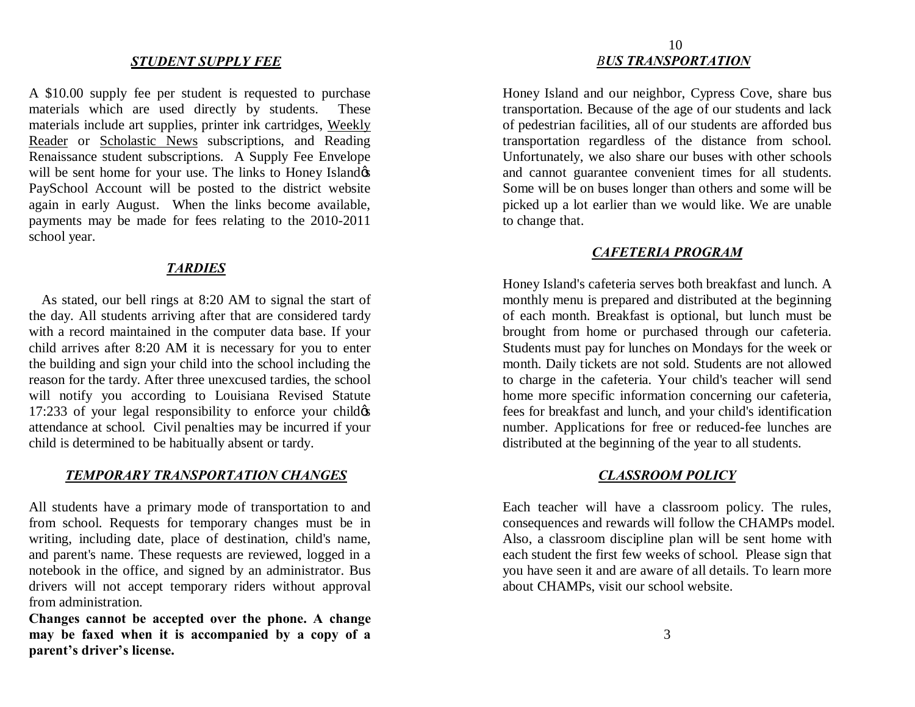## *STUDENT SUPPLY FEE*

A $10.00 supply fee per student is requested to purchase materials which are used directly by students. These materials include art supplies, printer ink cartridges, Weekly Reader or Scholastic News subscriptions, and Reading Renaissance student subscriptions. A Supply Fee Envelope will be sent home for your use. The links to Honey Island's PaySchool Account will be posted to the district website again in early August. When the links become available, payments may be made for fees relating to the 2010-2011 school year.

## *TARDIES*

As stated, our bell rings at 8:20 AM to signal the start of the day. All students arriving after that are considered tardy with a record maintained in the computer data base. If your child arrives after 8:20 AM it is necessary for you to enter the building and sign your child into the school including the reason for the tardy. After three unexcused tardies, the school will notify you according to Louisiana Revised Statute 17:233 of your legal responsibility to enforce your child's attendance at school. Civil penalties may be incurred if your child is determined to be habitually absent or tardy.

## *TEMPORARY TRANSPORTATION CHANGES*

All students have a primary mode of transportation to and from school. Requests for temporary changes must be in writing, including date, place of destination, child's name, and parent's name. These requests are reviewed, logged in a notebook in the office, and signed by an administrator. Bus drivers will not accept temporary riders without approval from administration.

**Changes cannot be accepted over the phone. A change may be faxed when it is accompanied by a copy of a parent's driver's license.**

## *BUS TRANSPORTATION*

Honey Island and our neighbor, Cypress Cove, share bus transportation. Because of the age of our students and lack of pedestrian facilities, all of our students are afforded bus transportation regardless of the distance from school. Unfortunately, we also share our buses with other schools and cannot guarantee convenient times for all students. Some will be on buses longer than others and some will be picked up a lot earlier than we would like. We are unable to change that.

## *CAFETERIA PROGRAM*

Honey Island's cafeteria serves both breakfast and lunch. A monthly menu is prepared and distributed at the beginning of each month. Breakfast is optional, but lunch must be brought from home or purchased through our cafeteria. Students must pay for lunches on Mondays for the week or month. Daily tickets are not sold. Students are not allowed to charge in the cafeteria. Your child's teacher will send home more specific information concerning our cafeteria, fees for breakfast and lunch, and your child's identification number. Applications for free or reduced-fee lunches are distributed at the beginning of the year to all students.

## *CLASSROOM POLICY*

Each teacher will have a classroom policy. The rules, consequences and rewards will follow the CHAMPs model. Also, a classroom discipline plan will be sent home with each student the first few weeks of school. Please sign that you have seen it and are aware of all details. To learn more about CHAMPs, visit our school website.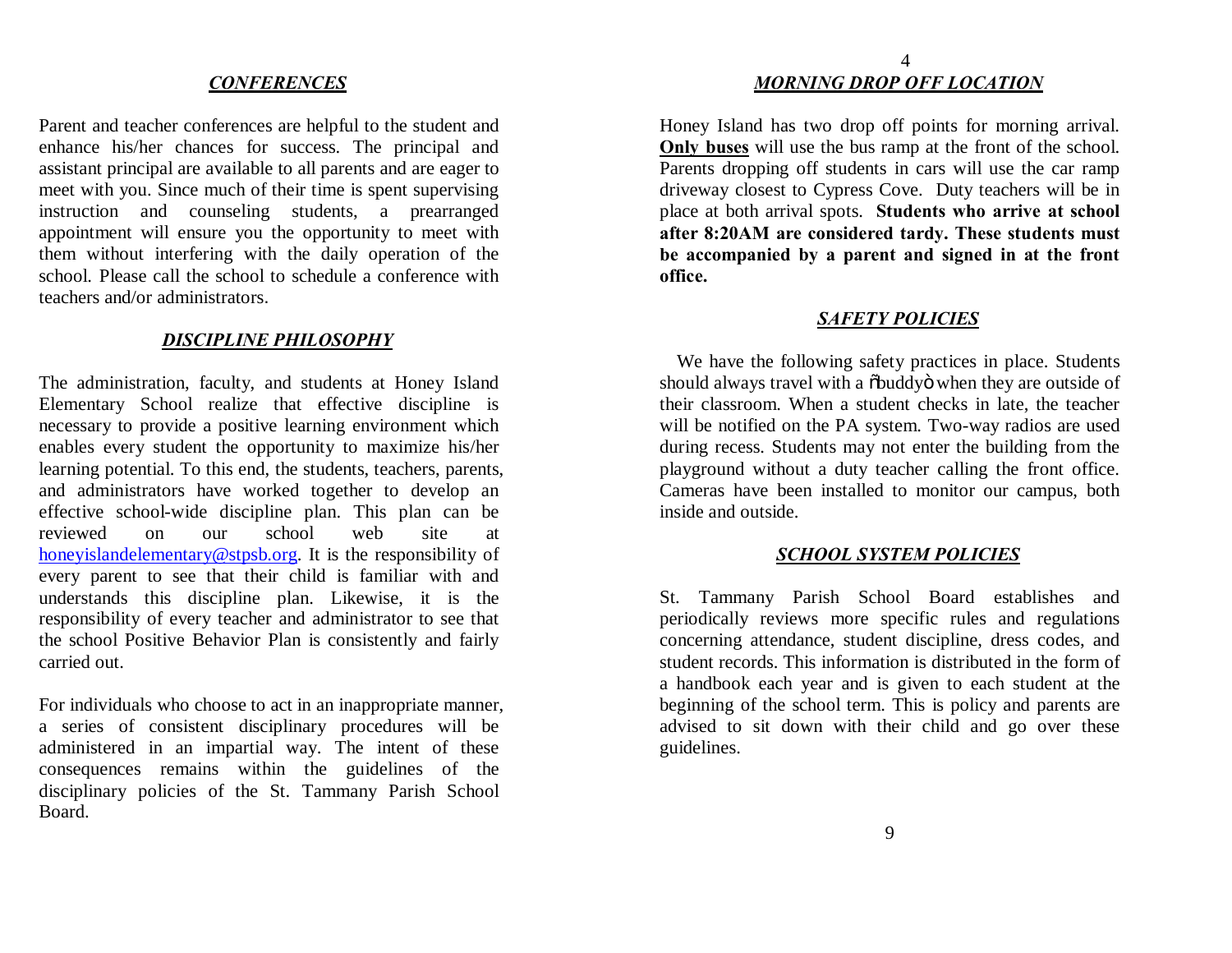### ***CONFERENCES***

Parent and teacher conferences are helpful to the student and enhance his/her chances for success. The principal and assistant principal are available to all parents and are eager to meet with you. Since much of their time is spent supervising instruction and counseling students, a prearranged appointment will ensure you the opportunity to meet with them without interfering with the daily operation of the school. Please call the school to schedule a conference with teachers and/or administrators.

### ***DISCIPLINE PHILOSOPHY***

The administration, faculty, and students at Honey Island Elementary School realize that effective discipline is necessary to provide a positive learning environment which enables every student the opportunity to maximize his/her learning potential. To this end, the students, teachers, parents, and administrators have worked together to develop an effective school-wide discipline plan. This plan can be reviewed on our school web site at honeyislandelementary@stpsb.org. It is the responsibility of every parent to see that their child is familiar with and understands this discipline plan. Likewise, it is the responsibility of every teacher and administrator to see that the school Positive Behavior Plan is consistently and fairly carried out.

For individuals who choose to act in an inappropriate manner, a series of consistent disciplinary procedures will be administered in an impartial way. The intent of these consequences remains within the guidelines of the disciplinary policies of the St. Tammany Parish School Board.

### ***MORNING DROP OFF LOCATION***

Honey Island has two drop off points for morning arrival. **Only buses** will use the bus ramp at the front of the school. Parents dropping off students in cars will use the car ramp driveway closest to Cypress Cove. Duty teachers will be in place at both arrival spots. **Students who arrive at school after 8:20AM are considered tardy. These students must be accompanied by a parent and signed in at the front office.**

### ***SAFETY POLICIES***

We have the following safety practices in place. Students should always travel with a õbuddyö when they are outside of their classroom. When a student checks in late, the teacher will be notified on the PA system. Two-way radios are used during recess. Students may not enter the building from the playground without a duty teacher calling the front office. Cameras have been installed to monitor our campus, both inside and outside.

### ***SCHOOL SYSTEM POLICIES***

St. Tammany Parish School Board establishes and periodically reviews more specific rules and regulations concerning attendance, student discipline, dress codes, and student records. This information is distributed in the form of a handbook each year and is given to each student at the beginning of the school term. This is policy and parents are advised to sit down with their child and go over these guidelines.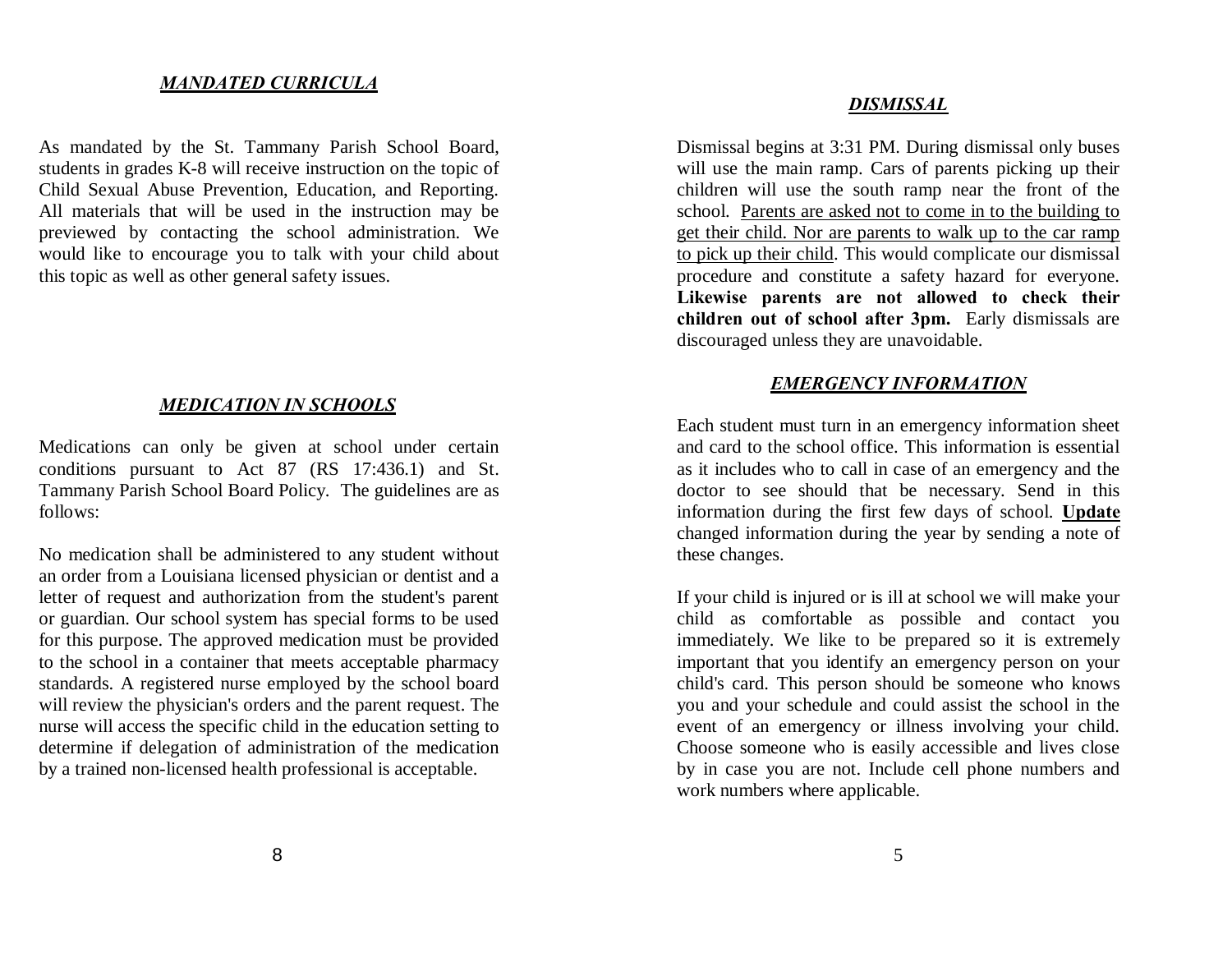### ***MANDATED CURRICULA***

As mandated by the St. Tammany Parish School Board, students in grades K-8 will receive instruction on the topic of Child Sexual Abuse Prevention, Education, and Reporting. All materials that will be used in the instruction may be previewed by contacting the school administration. We would like to encourage you to talk with your child about this topic as well as other general safety issues.

### ***MEDICATION IN SCHOOLS***

Medications can only be given at school under certain conditions pursuant to Act 87 (RS 17:436.1) and St. Tammany Parish School Board Policy. The guidelines are as follows:

No medication shall be administered to any student without an order from a Louisiana licensed physician or dentist and a letter of request and authorization from the student's parent or guardian. Our school system has special forms to be used for this purpose. The approved medication must be provided to the school in a container that meets acceptable pharmacy standards. A registered nurse employed by the school board will review the physician's orders and the parent request. The nurse will access the specific child in the education setting to determine if delegation of administration of the medication by a trained non-licensed health professional is acceptable.

### ***DISMISSAL***

Dismissal begins at 3:31 PM. During dismissal only buses will use the main ramp. Cars of parents picking up their children will use the south ramp near the front of the school. Parents are asked not to come in to the building to get their child. Nor are parents to walk up to the car ramp to pick up their child. This would complicate our dismissal procedure and constitute a safety hazard for everyone. **Likewise parents are not allowed to check their children out of school after 3pm.** Early dismissals are discouraged unless they are unavoidable.

### ***EMERGENCY INFORMATION***

Each student must turn in an emergency information sheet and card to the school office. This information is essential as it includes who to call in case of an emergency and the doctor to see should that be necessary. Send in this information during the first few days of school. **Update** changed information during the year by sending a note of these changes.

If your child is injured or is ill at school we will make your child as comfortable as possible and contact you immediately. We like to be prepared so it is extremely important that you identify an emergency person on your child's card. This person should be someone who knows you and your schedule and could assist the school in the event of an emergency or illness involving your child. Choose someone who is easily accessible and lives close by in case you are not. Include cell phone numbers and work numbers where applicable.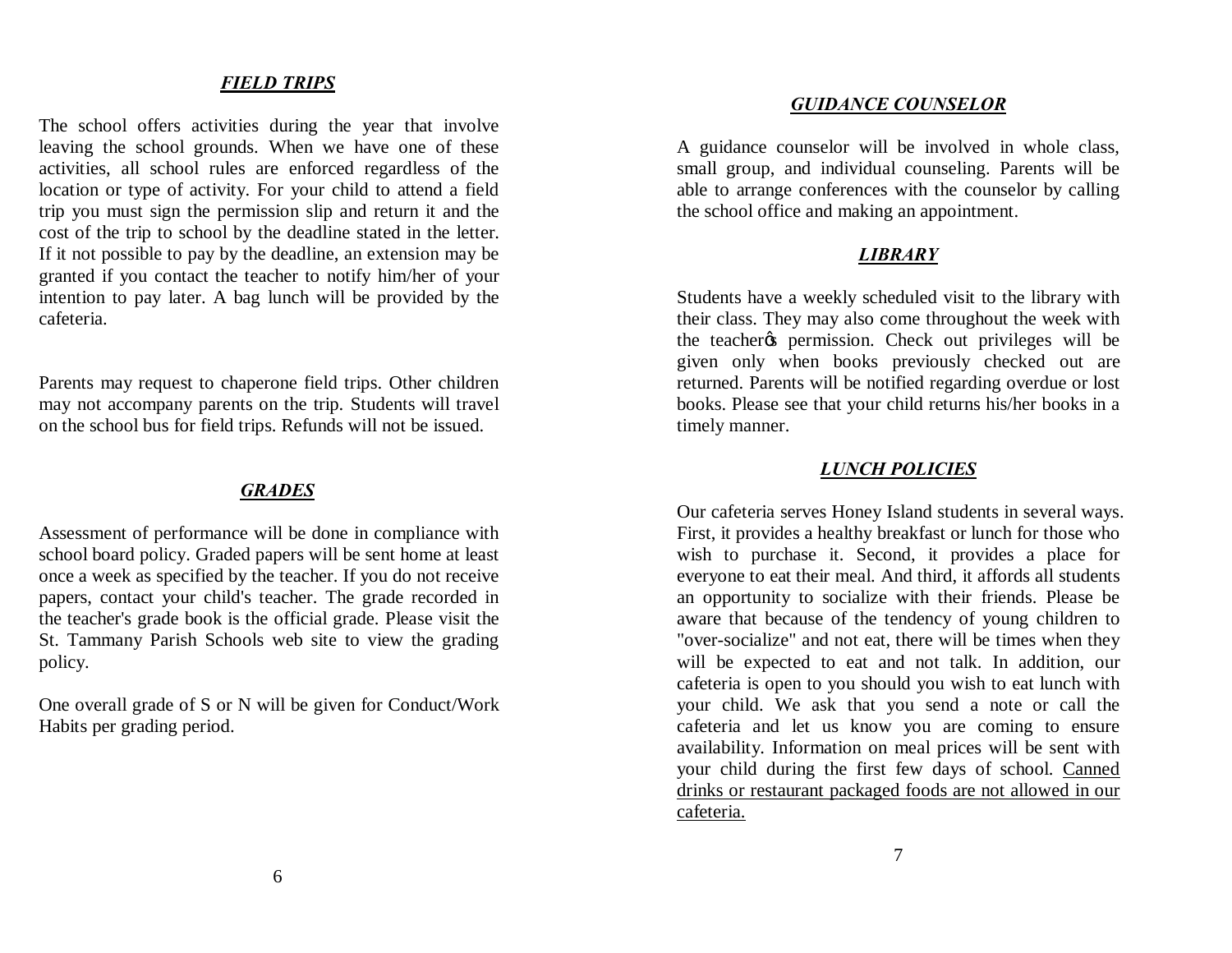## *FIELD TRIPS*

The school offers activities during the year that involve leaving the school grounds. When we have one of these activities, all school rules are enforced regardless of the location or type of activity. For your child to attend a field trip you must sign the permission slip and return it and the cost of the trip to school by the deadline stated in the letter. If it not possible to pay by the deadline, an extension may be granted if you contact the teacher to notify him/her of your intention to pay later. A bag lunch will be provided by the cafeteria.

Parents may request to chaperone field trips. Other children may not accompany parents on the trip. Students will travel on the school bus for field trips. Refunds will not be issued.

## *GRADES*

Assessment of performance will be done in compliance with school board policy. Graded papers will be sent home at least once a week as specified by the teacher. If you do not receive papers, contact your child's teacher. The grade recorded in the teacher's grade book is the official grade. Please visit the St. Tammany Parish Schools web site to view the grading policy.

One overall grade of S or N will be given for Conduct/Work Habits per grading period.

## *GUIDANCE COUNSELOR*

A guidance counselor will be involved in whole class, small group, and individual counseling. Parents will be able to arrange conferences with the counselor by calling the school office and making an appointment.

## *LIBRARY*

Students have a weekly scheduled visit to the library with their class. They may also come throughout the week with the teacher's permission. Check out privileges will be given only when books previously checked out are returned. Parents will be notified regarding overdue or lost books. Please see that your child returns his/her books in a timely manner.

## *LUNCH POLICIES*

Our cafeteria serves Honey Island students in several ways. First, it provides a healthy breakfast or lunch for those who wish to purchase it. Second, it provides a place for everyone to eat their meal. And third, it affords all students an opportunity to socialize with their friends. Please be aware that because of the tendency of young children to "over-socialize" and not eat, there will be times when they will be expected to eat and not talk. In addition, our cafeteria is open to you should you wish to eat lunch with your child. We ask that you send a note or call the cafeteria and let us know you are coming to ensure availability. Information on meal prices will be sent with your child during the first few days of school. <u>Canned drinks or restaurant packaged foods are not allowed in our cafeteria.</u>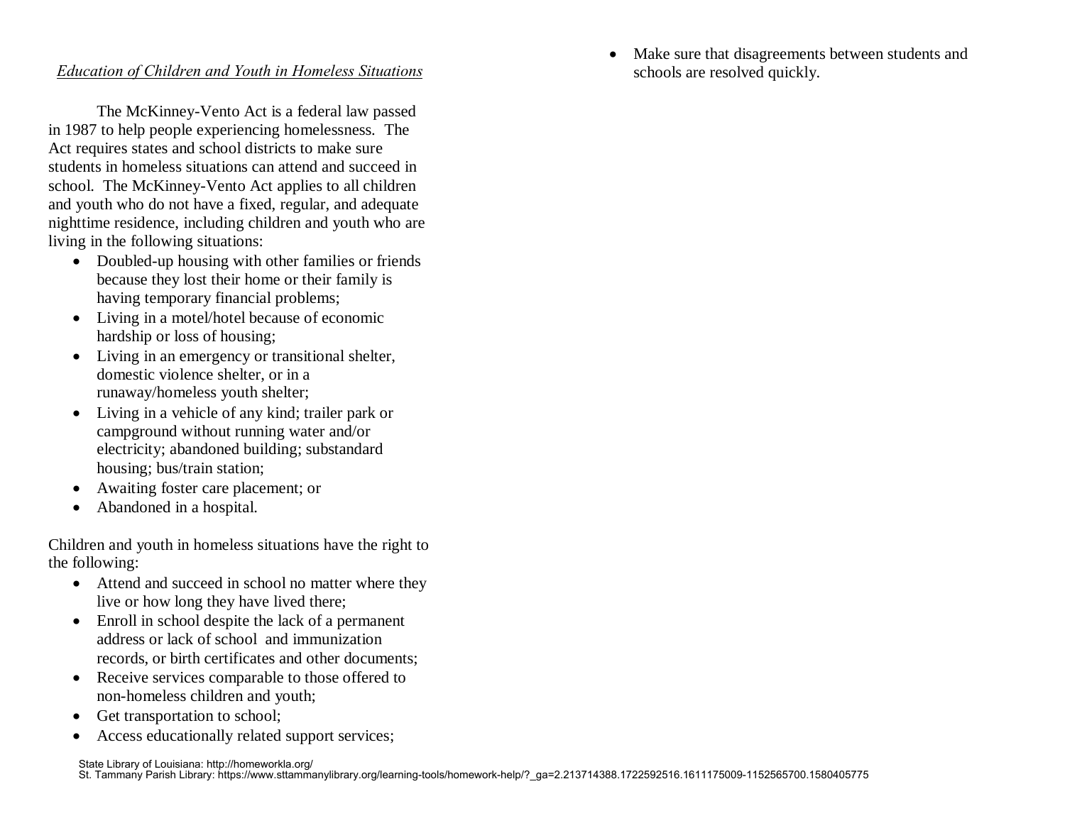*Education of Children and Youth in Homeless Situations*

The McKinney-Vento Act is a federal law passed in 1987 to help people experiencing homelessness. The Act requires states and school districts to make sure students in homeless situations can attend and succeed in school. The McKinney-Vento Act applies to all children and youth who do not have a fixed, regular, and adequate nighttime residence, including children and youth who are living in the following situations:

- Doubled-up housing with other families or friends because they lost their home or their family is having temporary financial problems;
- Living in a motel/hotel because of economic hardship or loss of housing;
- Living in an emergency or transitional shelter, domestic violence shelter, or in a runaway/homeless youth shelter;
- Living in a vehicle of any kind; trailer park or campground without running water and/or electricity; abandoned building; substandard housing; bus/train station;
- Awaiting foster care placement; or
- Abandoned in a hospital.

Children and youth in homeless situations have the right to the following:

- Attend and succeed in school no matter where they live or how long they have lived there;
- Enroll in school despite the lack of a permanent address or lack of school and immunization records, or birth certificates and other documents;
- Receive services comparable to those offered to non-homeless children and youth;
- Get transportation to school;
- Access educationally related support services;
- Make sure that disagreements between students and schools are resolved quickly.

State Library of Louisiana: http://homeworkla.org/
St. Tammany Parish Library: https://www.sttammanylibrary.org/learning-tools/homework-help/?_ga=2.213714388.1722592516.1611175009-1152565700.1580405775